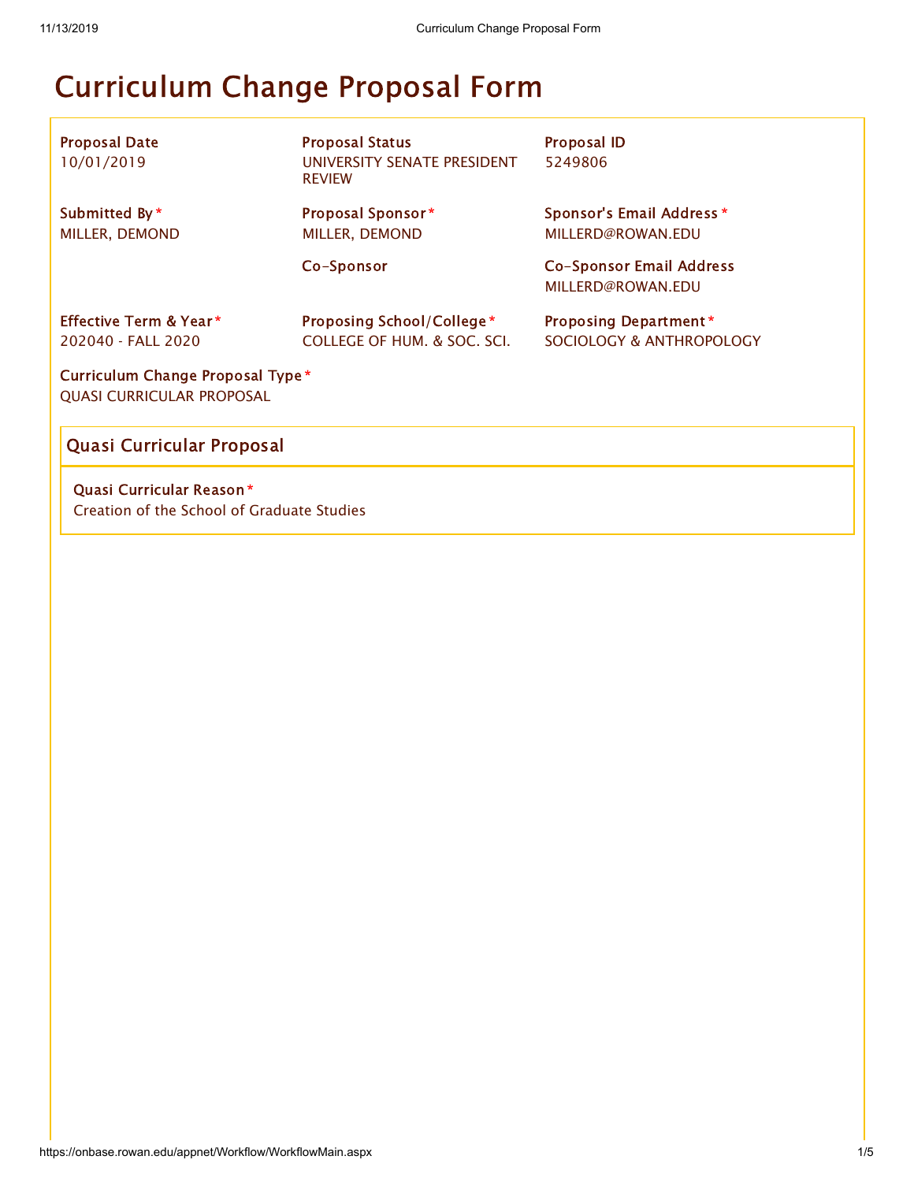# Curriculum Change Proposal Form

**Proposal Date**
10/01/2019

**Proposal Status**
UNIVERSITY SENATE PRESIDENT REVIEW

**Proposal ID**
5249806

**Submitted By***
MILLER, DEMOND

**Proposal Sponsor***
MILLER, DEMOND

**Sponsor's Email Address***
MILLERD@ROWAN.EDU

**Co-Sponsor**

**Co-Sponsor Email Address**
MILLERD@ROWAN.EDU

**Effective Term & Year***
202040 - FALL 2020

**Proposing School/College***
COLLEGE OF HUM. & SOC. SCI.

**Proposing Department***
SOCIOLOGY & ANTHROPOLOGY

**Curriculum Change Proposal Type***
QUASI CURRICULAR PROPOSAL

## Quasi Curricular Proposal

**Quasi Curricular Reason***
Creation of the School of Graduate Studies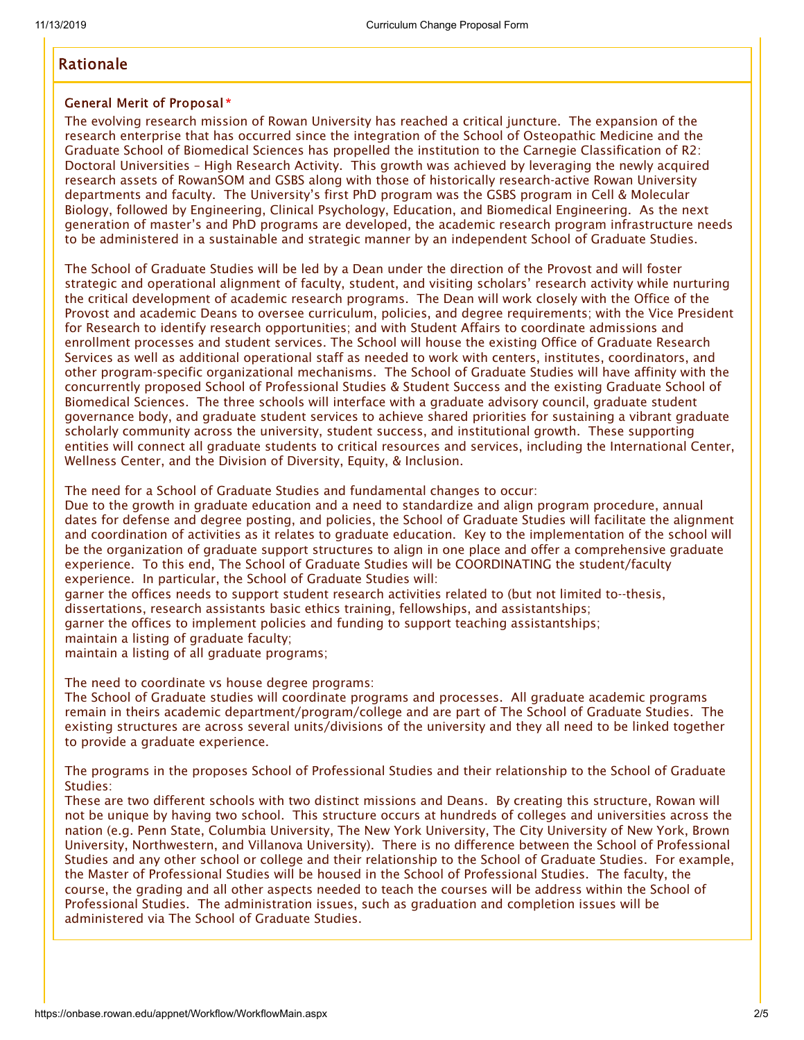## Rationale

### General Merit of Proposal*

The evolving research mission of Rowan University has reached a critical juncture. The expansion of the research enterprise that has occurred since the integration of the School of Osteopathic Medicine and the Graduate School of Biomedical Sciences has propelled the institution to the Carnegie Classification of R2: Doctoral Universities – High Research Activity. This growth was achieved by leveraging the newly acquired research assets of RowanSOM and GSBS along with those of historically research-active Rowan University departments and faculty. The University's first PhD program was the GSBS program in Cell & Molecular Biology, followed by Engineering, Clinical Psychology, Education, and Biomedical Engineering. As the next generation of master's and PhD programs are developed, the academic research program infrastructure needs to be administered in a sustainable and strategic manner by an independent School of Graduate Studies.

The School of Graduate Studies will be led by a Dean under the direction of the Provost and will foster strategic and operational alignment of faculty, student, and visiting scholars' research activity while nurturing the critical development of academic research programs. The Dean will work closely with the Office of the Provost and academic Deans to oversee curriculum, policies, and degree requirements; with the Vice President for Research to identify research opportunities; and with Student Affairs to coordinate admissions and enrollment processes and student services. The School will house the existing Office of Graduate Research Services as well as additional operational staff as needed to work with centers, institutes, coordinators, and other program-specific organizational mechanisms. The School of Graduate Studies will have affinity with the concurrently proposed School of Professional Studies & Student Success and the existing Graduate School of Biomedical Sciences. The three schools will interface with a graduate advisory council, graduate student governance body, and graduate student services to achieve shared priorities for sustaining a vibrant graduate scholarly community across the university, student success, and institutional growth. These supporting entities will connect all graduate students to critical resources and services, including the International Center, Wellness Center, and the Division of Diversity, Equity, & Inclusion.

The need for a School of Graduate Studies and fundamental changes to occur:
Due to the growth in graduate education and a need to standardize and align program procedure, annual dates for defense and degree posting, and policies, the School of Graduate Studies will facilitate the alignment and coordination of activities as it relates to graduate education. Key to the implementation of the school will be the organization of graduate support structures to align in one place and offer a comprehensive graduate experience. To this end, The School of Graduate Studies will be COORDINATING the student/faculty experience. In particular, the School of Graduate Studies will:
garner the offices needs to support student research activities related to (but not limited to--thesis, dissertations, research assistants basic ethics training, fellowships, and assistantships;
garner the offices to implement policies and funding to support teaching assistantships;
maintain a listing of graduate faculty;
maintain a listing of all graduate programs;

The need to coordinate vs house degree programs:
The School of Graduate studies will coordinate programs and processes. All graduate academic programs remain in theirs academic department/program/college and are part of The School of Graduate Studies. The existing structures are across several units/divisions of the university and they all need to be linked together to provide a graduate experience.

The programs in the proposes School of Professional Studies and their relationship to the School of Graduate Studies:
These are two different schools with two distinct missions and Deans. By creating this structure, Rowan will not be unique by having two school. This structure occurs at hundreds of colleges and universities across the nation (e.g. Penn State, Columbia University, The New York University, The City University of New York, Brown University, Northwestern, and Villanova University). There is no difference between the School of Professional Studies and any other school or college and their relationship to the School of Graduate Studies. For example, the Master of Professional Studies will be housed in the School of Professional Studies. The faculty, the course, the grading and all other aspects needed to teach the courses will be address within the School of Professional Studies. The administration issues, such as graduation and completion issues will be administered via The School of Graduate Studies.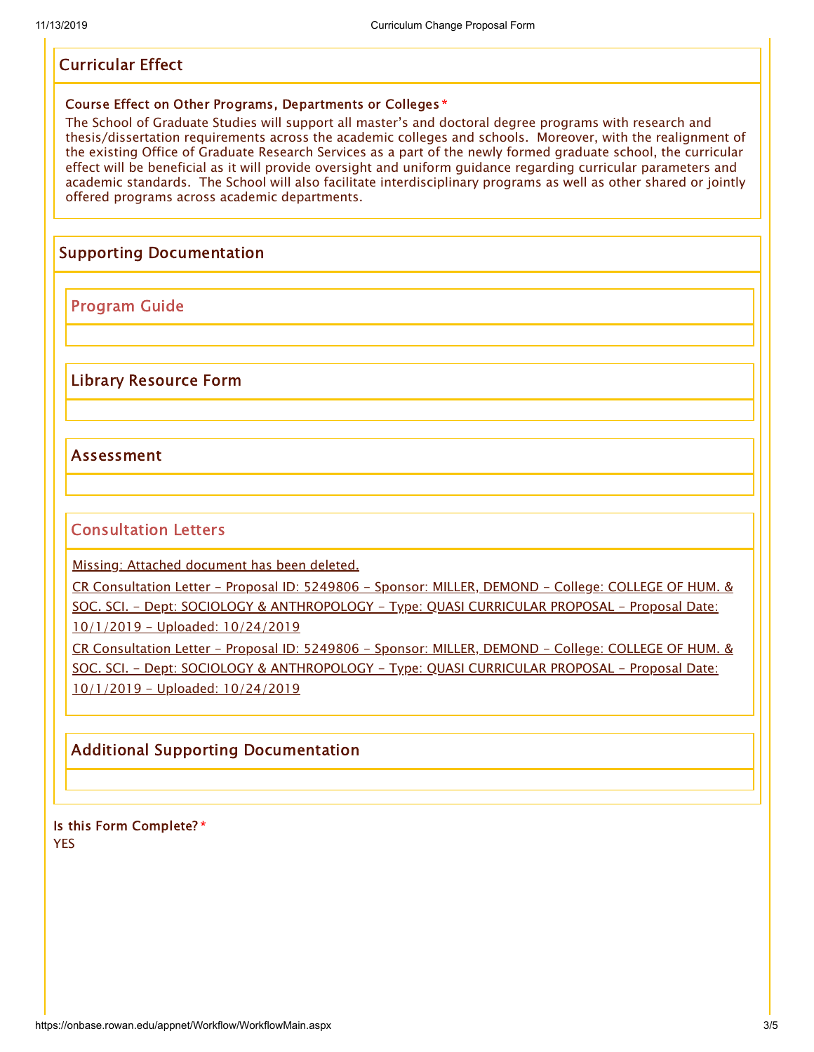## Curricular Effect

**Course Effect on Other Programs, Departments or Colleges***

The School of Graduate Studies will support all master's and doctoral degree programs with research and thesis/dissertation requirements across the academic colleges and schools. Moreover, with the realignment of the existing Office of Graduate Research Services as a part of the newly formed graduate school, the curricular effect will be beneficial as it will provide oversight and uniform guidance regarding curricular parameters and academic standards. The School will also facilitate interdisciplinary programs as well as other shared or jointly offered programs across academic departments.

## Supporting Documentation

### Program Guide

### Library Resource Form

### Assessment

### Consultation Letters

Missing: Attached document has been deleted.

CR Consultation Letter - Proposal ID: 5249806 - Sponsor: MILLER, DEMOND - College: COLLEGE OF HUM. & SOC. SCI. - Dept: SOCIOLOGY & ANTHROPOLOGY - Type: QUASI CURRICULAR PROPOSAL - Proposal Date: 10/1/2019 - Uploaded: 10/24/2019

CR Consultation Letter - Proposal ID: 5249806 - Sponsor: MILLER, DEMOND - College: COLLEGE OF HUM. & SOC. SCI. - Dept: SOCIOLOGY & ANTHROPOLOGY - Type: QUASI CURRICULAR PROPOSAL - Proposal Date: 10/1/2019 - Uploaded: 10/24/2019

### Additional Supporting Documentation

**Is this Form Complete?***

YES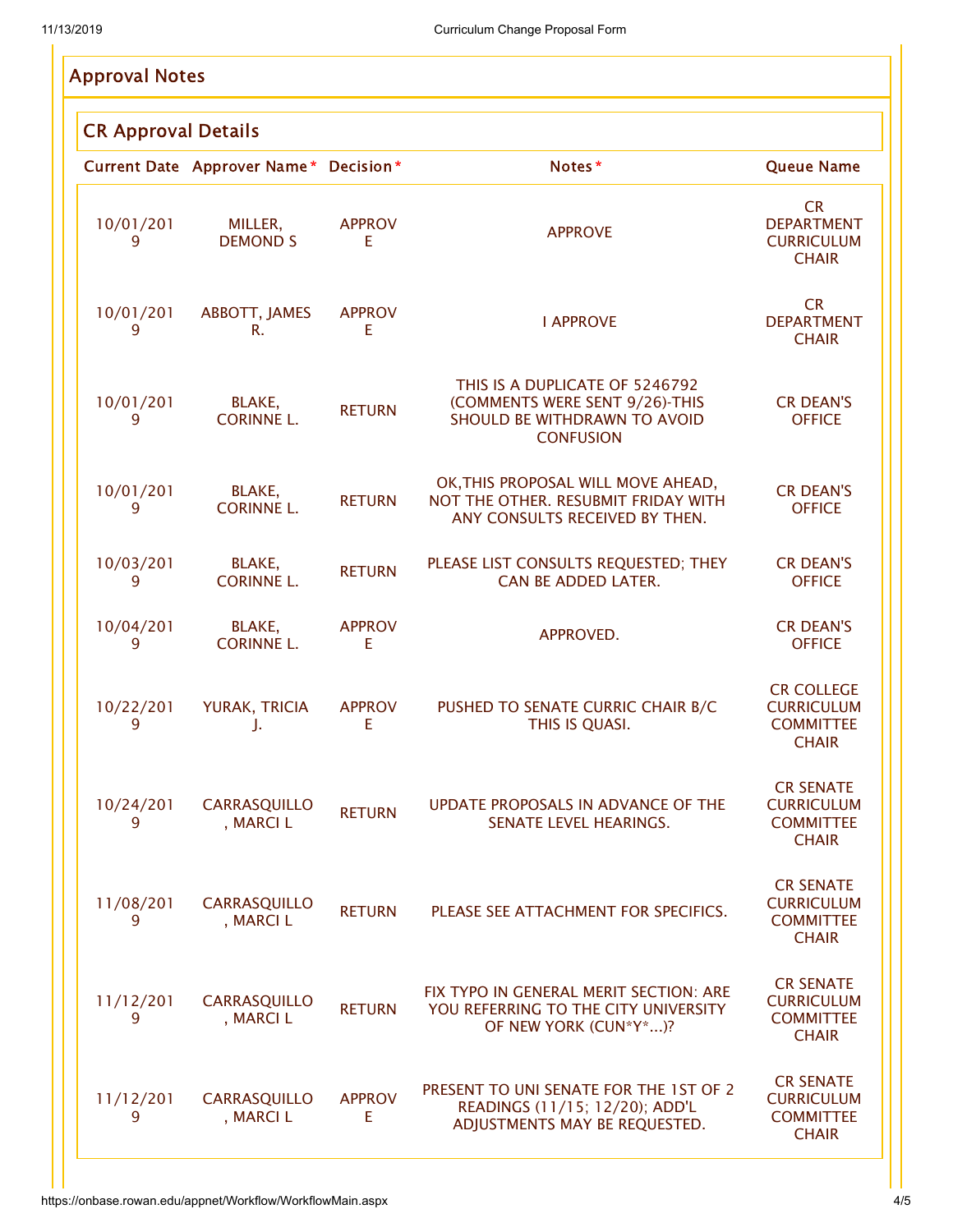## Approval Notes

### CR Approval Details

| Current Date | Approver Name* | Decision* | Notes* | Queue Name |
|---|---|---|---|---|
| 10/01/2019 | MILLER, DEMOND S | APPROVE | APPROVE | CR DEPARTMENT CURRICULUM CHAIR |
| 10/01/2019 | ABBOTT, JAMES R. | APPROVE | I APPROVE | CR DEPARTMENT CHAIR |
| 10/01/2019 | BLAKE, CORINNE L. | RETURN | THIS IS A DUPLICATE OF 5246792 (COMMENTS WERE SENT 9/26)-THIS SHOULD BE WITHDRAWN TO AVOID CONFUSION | CR DEAN'S OFFICE |
| 10/01/2019 | BLAKE, CORINNE L. | RETURN | OK,THIS PROPOSAL WILL MOVE AHEAD, NOT THE OTHER. RESUBMIT FRIDAY WITH ANY CONSULTS RECEIVED BY THEN. | CR DEAN'S OFFICE |
| 10/03/2019 | BLAKE, CORINNE L. | RETURN | PLEASE LIST CONSULTS REQUESTED; THEY CAN BE ADDED LATER. | CR DEAN'S OFFICE |
| 10/04/2019 | BLAKE, CORINNE L. | APPROVE | APPROVED. | CR DEAN'S OFFICE |
| 10/22/2019 | YURAK, TRICIA J. | APPROVE | PUSHED TO SENATE CURRIC CHAIR B/C THIS IS QUASI. | CR COLLEGE CURRICULUM COMMITTEE CHAIR |
| 10/24/2019 | CARRASQUILLO, MARCI L | RETURN | UPDATE PROPOSALS IN ADVANCE OF THE SENATE LEVEL HEARINGS. | CR SENATE CURRICULUM COMMITTEE CHAIR |
| 11/08/2019 | CARRASQUILLO, MARCI L | RETURN | PLEASE SEE ATTACHMENT FOR SPECIFICS. | CR SENATE CURRICULUM COMMITTEE CHAIR |
| 11/12/2019 | CARRASQUILLO, MARCI L | RETURN | FIX TYPO IN GENERAL MERIT SECTION: ARE YOU REFERRING TO THE CITY UNIVERSITY OF NEW YORK (CUN*Y*...)? | CR SENATE CURRICULUM COMMITTEE CHAIR |
| 11/12/2019 | CARRASQUILLO, MARCI L | APPROVE | PRESENT TO UNI SENATE FOR THE 1ST OF 2 READINGS (11/15; 12/20); ADD'L ADJUSTMENTS MAY BE REQUESTED. | CR SENATE CURRICULUM COMMITTEE CHAIR |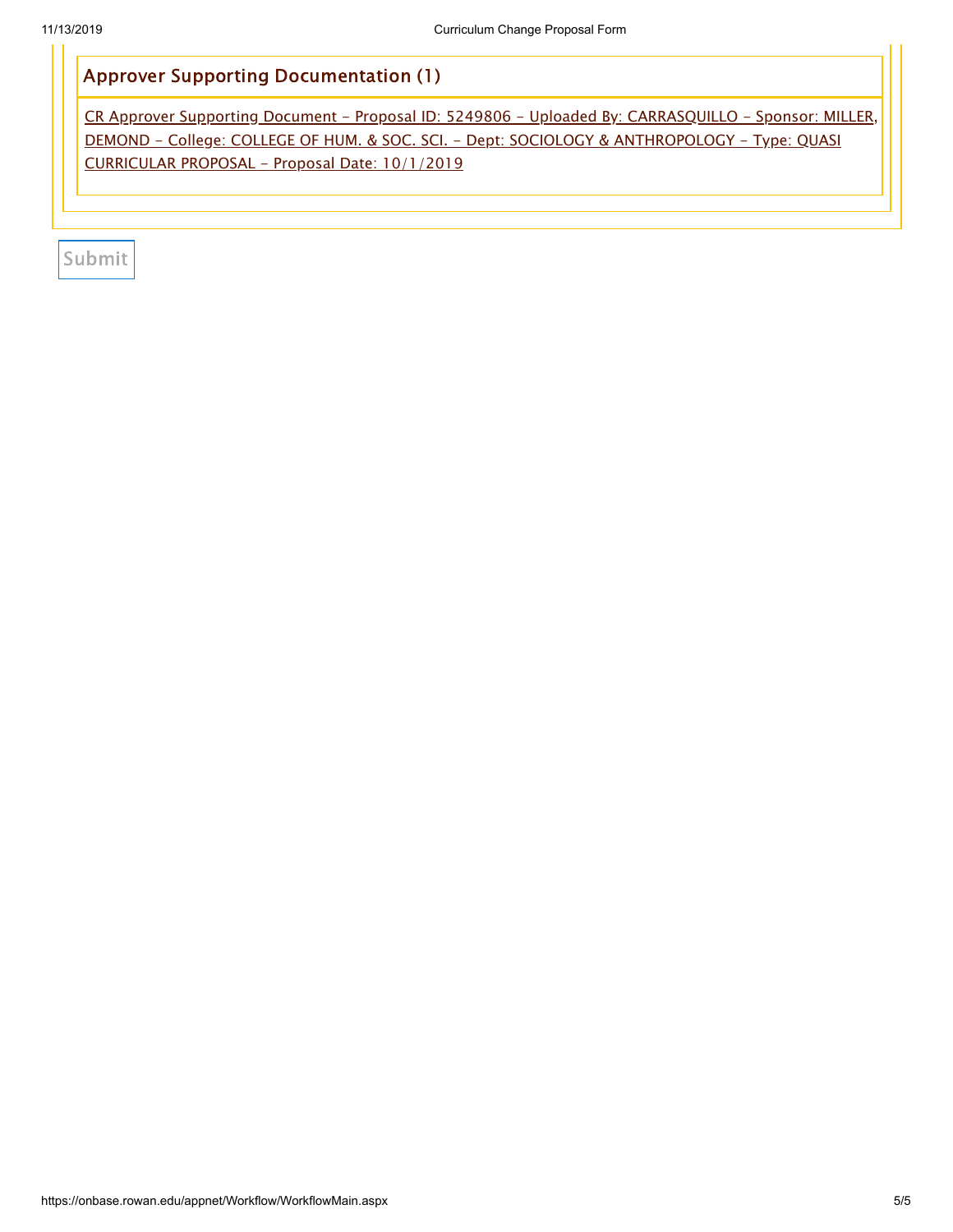## Approver Supporting Documentation (1)

CR Approver Supporting Document - Proposal ID: 5249806 - Uploaded By: CARRASQUILLO - Sponsor: MILLER, DEMOND - College: COLLEGE OF HUM. & SOC. SCI. - Dept: SOCIOLOGY & ANTHROPOLOGY - Type: QUASI CURRICULAR PROPOSAL - Proposal Date: 10/1/2019

Submit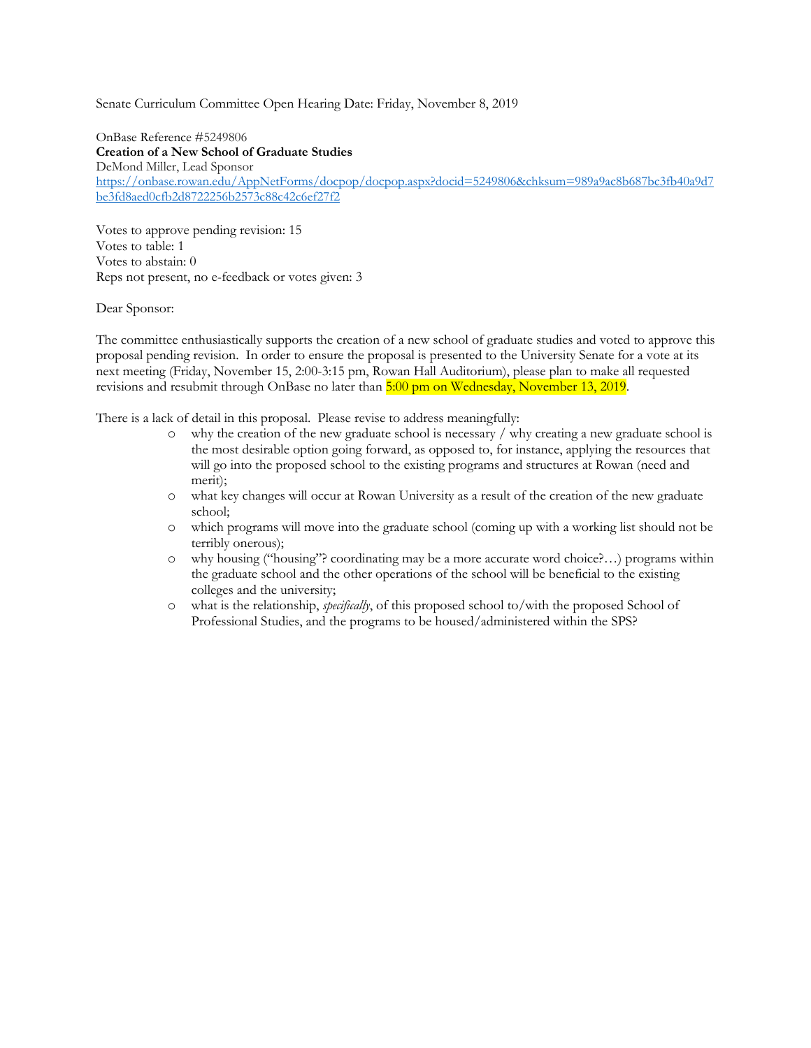Senate Curriculum Committee Open Hearing Date: Friday, November 8, 2019

OnBase Reference #5249806
**Creation of a New School of Graduate Studies**
DeMond Miller, Lead Sponsor
https://onbase.rowan.edu/AppNetForms/docpop/docpop.aspx?docid=5249806&chksum=989a9ac8b687bc3fb40a9d7be3fd8aed0cfb2d8722256b2573c88c42c6ef27f2

Votes to approve pending revision: 15
Votes to table: 1
Votes to abstain: 0
Reps not present, no e-feedback or votes given: 3

Dear Sponsor:

The committee enthusiastically supports the creation of a new school of graduate studies and voted to approve this proposal pending revision. In order to ensure the proposal is presented to the University Senate for a vote at its next meeting (Friday, November 15, 2:00-3:15 pm, Rowan Hall Auditorium), please plan to make all requested revisions and resubmit through OnBase no later than 5:00 pm on Wednesday, November 13, 2019.

There is a lack of detail in this proposal. Please revise to address meaningfully:

- why the creation of the new graduate school is necessary / why creating a new graduate school is the most desirable option going forward, as opposed to, for instance, applying the resources that will go into the proposed school to the existing programs and structures at Rowan (need and merit);
- what key changes will occur at Rowan University as a result of the creation of the new graduate school;
- which programs will move into the graduate school (coming up with a working list should not be terribly onerous);
- why housing ("housing"? coordinating may be a more accurate word choice?…) programs within the graduate school and the other operations of the school will be beneficial to the existing colleges and the university;
- what is the relationship, *specifically*, of this proposed school to/with the proposed School of Professional Studies, and the programs to be housed/administered within the SPS?